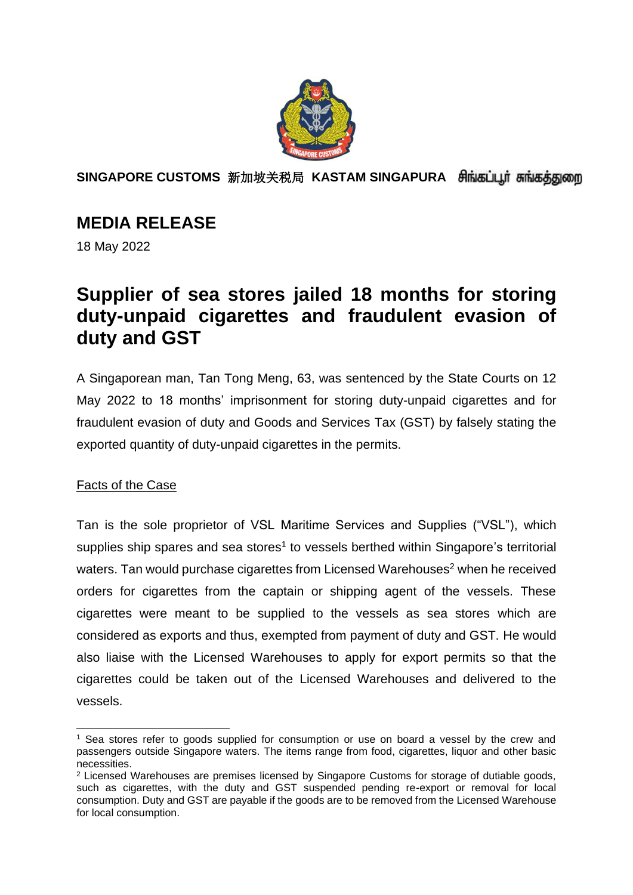**SINGAPORE CUSTOMS 新加坡关税局 KASTAM SINGAPURA சிங்கப்பூர் சுங்கத்துறை**

# MEDIA RELEASE

18 May 2022

## Supplier of sea stores jailed 18 months for storing duty-unpaid cigarettes and fraudulent evasion of duty and GST

A Singaporean man, Tan Tong Meng, 63, was sentenced by the State Courts on 12 May 2022 to 18 months' imprisonment for storing duty-unpaid cigarettes and for fraudulent evasion of duty and Goods and Services Tax (GST) by falsely stating the exported quantity of duty-unpaid cigarettes in the permits.

<u>Facts of the Case</u>

Tan is the sole proprietor of VSL Maritime Services and Supplies ("VSL"), which supplies ship spares and sea stores[1] to vessels berthed within Singapore's territorial waters. Tan would purchase cigarettes from Licensed Warehouses[2] when he received orders for cigarettes from the captain or shipping agent of the vessels. These cigarettes were meant to be supplied to the vessels as sea stores which are considered as exports and thus, exempted from payment of duty and GST. He would also liaise with the Licensed Warehouses to apply for export permits so that the cigarettes could be taken out of the Licensed Warehouses and delivered to the vessels.

---

[1] Sea stores refer to goods supplied for consumption or use on board a vessel by the crew and passengers outside Singapore waters. The items range from food, cigarettes, liquor and other basic necessities.

[2] Licensed Warehouses are premises licensed by Singapore Customs for storage of dutiable goods, such as cigarettes, with the duty and GST suspended pending re-export or removal for local consumption. Duty and GST are payable if the goods are to be removed from the Licensed Warehouse for local consumption.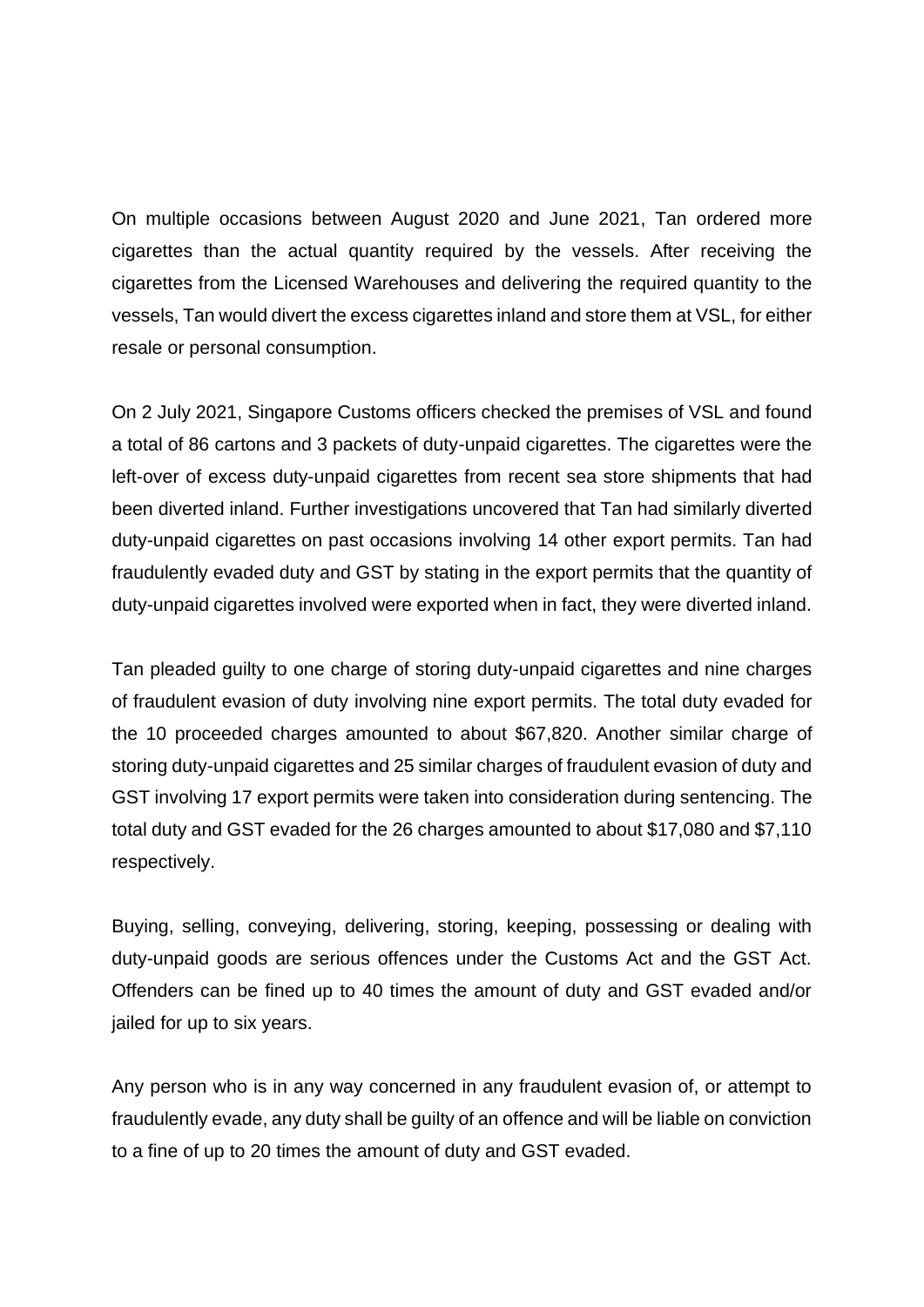On multiple occasions between August 2020 and June 2021, Tan ordered more cigarettes than the actual quantity required by the vessels. After receiving the cigarettes from the Licensed Warehouses and delivering the required quantity to the vessels, Tan would divert the excess cigarettes inland and store them at VSL, for either resale or personal consumption.

On 2 July 2021, Singapore Customs officers checked the premises of VSL and found a total of 86 cartons and 3 packets of duty-unpaid cigarettes. The cigarettes were the left-over of excess duty-unpaid cigarettes from recent sea store shipments that had been diverted inland. Further investigations uncovered that Tan had similarly diverted duty-unpaid cigarettes on past occasions involving 14 other export permits. Tan had fraudulently evaded duty and GST by stating in the export permits that the quantity of duty-unpaid cigarettes involved were exported when in fact, they were diverted inland.

Tan pleaded guilty to one charge of storing duty-unpaid cigarettes and nine charges of fraudulent evasion of duty involving nine export permits. The total duty evaded for the 10 proceeded charges amounted to about $67,820. Another similar charge of storing duty-unpaid cigarettes and 25 similar charges of fraudulent evasion of duty and GST involving 17 export permits were taken into consideration during sentencing. The total duty and GST evaded for the 26 charges amounted to about $17,080 and $7,110 respectively.

Buying, selling, conveying, delivering, storing, keeping, possessing or dealing with duty-unpaid goods are serious offences under the Customs Act and the GST Act. Offenders can be fined up to 40 times the amount of duty and GST evaded and/or jailed for up to six years.

Any person who is in any way concerned in any fraudulent evasion of, or attempt to fraudulently evade, any duty shall be guilty of an offence and will be liable on conviction to a fine of up to 20 times the amount of duty and GST evaded.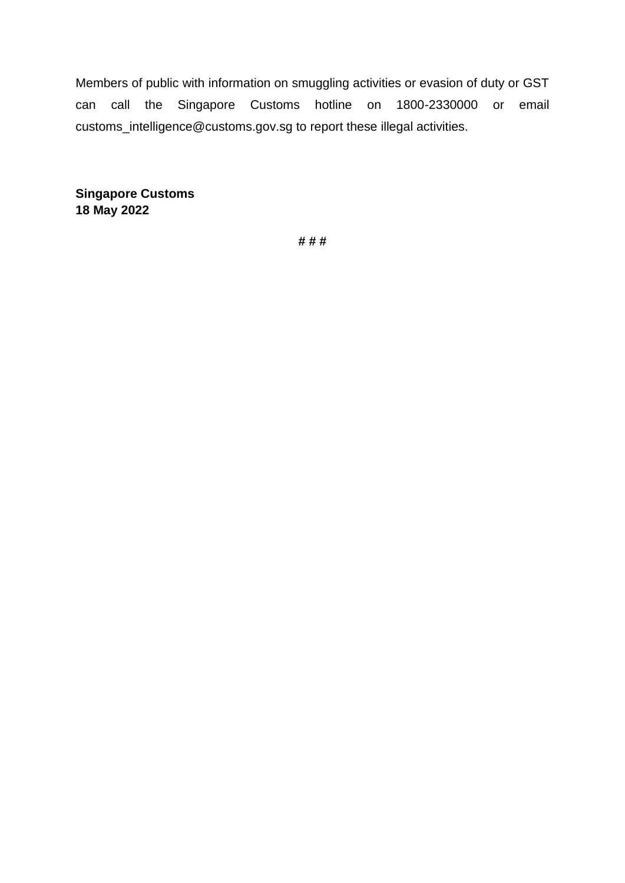Members of public with information on smuggling activities or evasion of duty or GST can call the Singapore Customs hotline on 1800-2330000 or email customs_intelligence@customs.gov.sg to report these illegal activities.

**Singapore Customs**
**18 May 2022**

# # #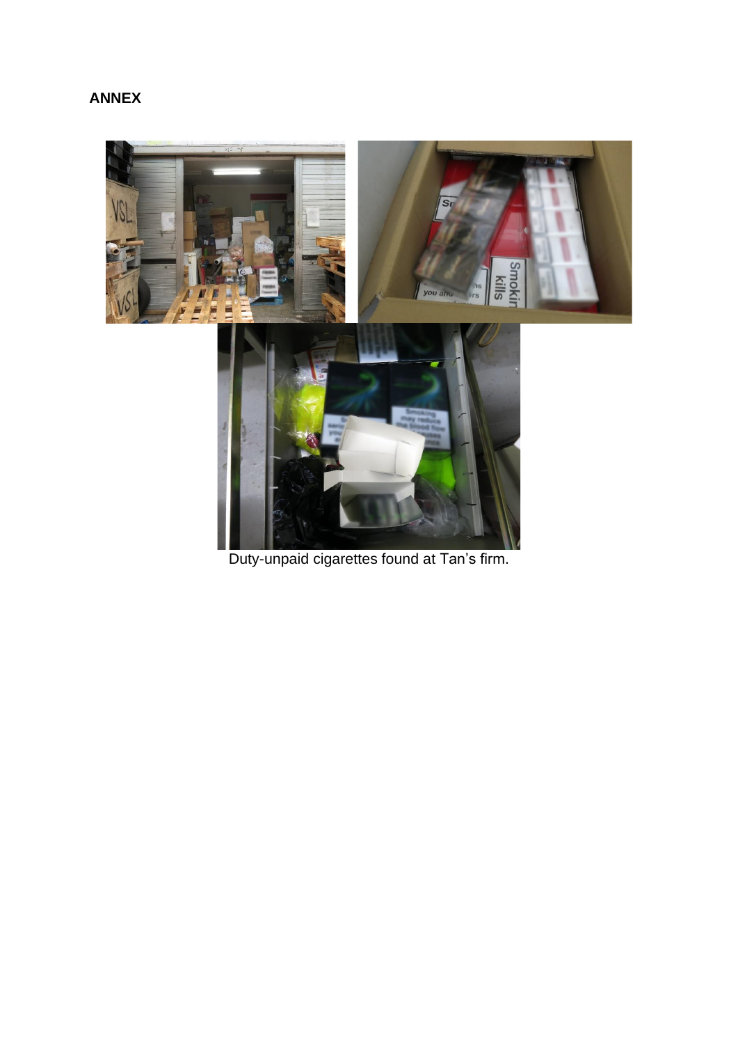**ANNEX**

Duty-unpaid cigarettes found at Tan's firm.